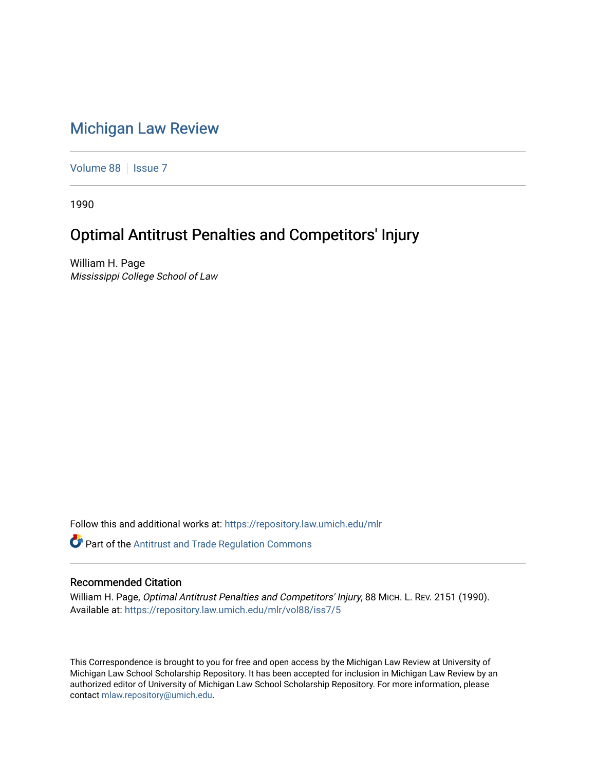# Michigan Law Review

Volume 88 | Issue 7

1990

## Optimal Antitrust Penalties and Competitors' Injury

William H. Page
*Mississippi College School of Law*

Follow this and additional works at: https://repository.law.umich.edu/mlr

Part of the Antitrust and Trade Regulation Commons

### Recommended Citation

William H. Page, *Optimal Antitrust Penalties and Competitors' Injury*, 88 MICH. L. REV. 2151 (1990).
Available at: https://repository.law.umich.edu/mlr/vol88/iss7/5

This Correspondence is brought to you for free and open access by the Michigan Law Review at University of Michigan Law School Scholarship Repository. It has been accepted for inclusion in Michigan Law Review by an authorized editor of University of Michigan Law School Scholarship Repository. For more information, please contact mlaw.repository@umich.edu.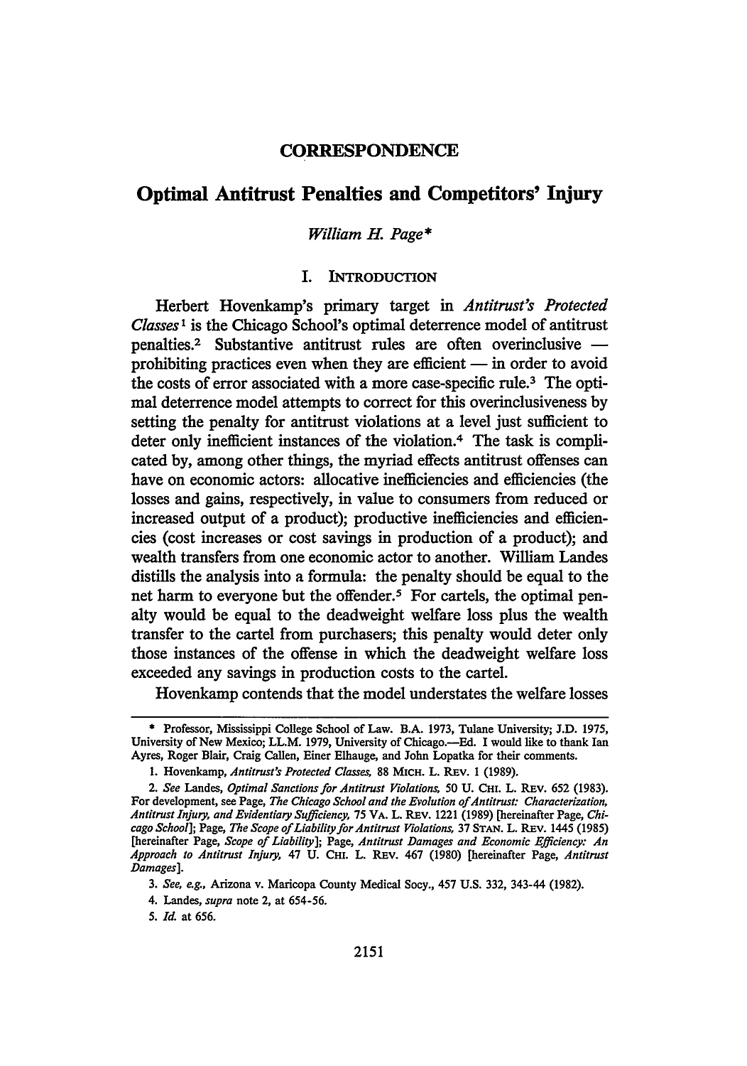**CORRESPONDENCE**

# Optimal Antitrust Penalties and Competitors' Injury

*William H. Page\**

## I. INTRODUCTION

Herbert Hovenkamp's primary target in *Antitrust's Protected Classes*[1] is the Chicago School's optimal deterrence model of antitrust penalties.[2] Substantive antitrust rules are often overinclusive — prohibiting practices even when they are efficient — in order to avoid the costs of error associated with a more case-specific rule.[3] The optimal deterrence model attempts to correct for this overinclusiveness by setting the penalty for antitrust violations at a level just sufficient to deter only inefficient instances of the violation.[4] The task is complicated by, among other things, the myriad effects antitrust offenses can have on economic actors: allocative inefficiencies and efficiencies (the losses and gains, respectively, in value to consumers from reduced or increased output of a product); productive inefficiencies and efficiencies (cost increases or cost savings in production of a product); and wealth transfers from one economic actor to another. William Landes distills the analysis into a formula: the penalty should be equal to the net harm to everyone but the offender.[5] For cartels, the optimal penalty would be equal to the deadweight welfare loss plus the wealth transfer to the cartel from purchasers; this penalty would deter only those instances of the offense in which the deadweight welfare loss exceeded any savings in production costs to the cartel.

Hovenkamp contends that the model understates the welfare losses

---

\* Professor, Mississippi College School of Law. B.A. 1973, Tulane University; J.D. 1975, University of New Mexico; LL.M. 1979, University of Chicago.—Ed. I would like to thank Ian Ayres, Roger Blair, Craig Callen, Einer Elhauge, and John Lopatka for their comments.

1. Hovenkamp, *Antitrust's Protected Classes*, 88 MICH. L. REV. 1 (1989).

2. *See* Landes, *Optimal Sanctions for Antitrust Violations*, 50 U. CHI. L. REV. 652 (1983). For development, see Page, *The Chicago School and the Evolution of Antitrust: Characterization, Antitrust Injury, and Evidentiary Sufficiency*, 75 VA. L. REV. 1221 (1989) [hereinafter Page, *Chicago School*]; Page, *The Scope of Liability for Antitrust Violations*, 37 STAN. L. REV. 1445 (1985) [hereinafter Page, *Scope of Liability*]; Page, *Antitrust Damages and Economic Efficiency: An Approach to Antitrust Injury*, 47 U. CHI. L. REV. 467 (1980) [hereinafter Page, *Antitrust Damages*].

3. *See, e.g.*, Arizona v. Maricopa County Medical Socy., 457 U.S. 332, 343-44 (1982).

4. Landes, *supra* note 2, at 654-56.

5. *Id.* at 656.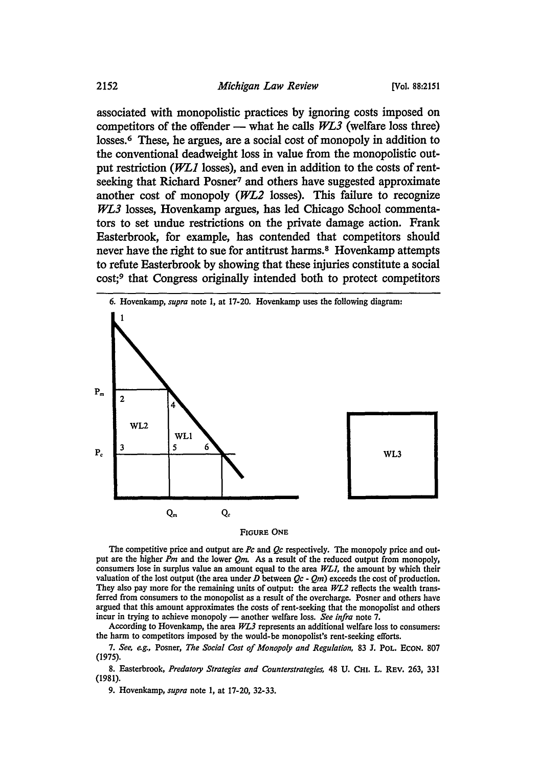associated with monopolistic practices by ignoring costs imposed on competitors of the offender — what he calls *WL3* (welfare loss three) losses.[6] These, he argues, are a social cost of monopoly in addition to the conventional deadweight loss in value from the monopolistic output restriction (*WL1* losses), and even in addition to the costs of rent-seeking that Richard Posner[7] and others have suggested approximate another cost of monopoly (*WL2* losses). This failure to recognize *WL3* losses, Hovenkamp argues, has led Chicago School commentators to set undue restrictions on the private damage action. Frank Easterbrook, for example, has contended that competitors should never have the right to sue for antitrust harms.[8] Hovenkamp attempts to refute Easterbrook by showing that these injuries constitute a social cost;[9] that Congress originally intended both to protect competitors

---

6. Hovenkamp, *supra* note 1, at 17-20. Hovenkamp uses the following diagram:

FIGURE ONE

The competitive price and output are *Pc* and *Qc* respectively. The monopoly price and output are the higher *Pm* and the lower *Qm*. As a result of the reduced output from monopoly, consumers lose in surplus value an amount equal to the area *WL1*, the amount by which their valuation of the lost output (the area under *D* between *Qc* - *Qm*) exceeds the cost of production. They also pay more for the remaining units of output: the area *WL2* reflects the wealth transferred from consumers to the monopolist as a result of the overcharge. Posner and others have argued that this amount approximates the costs of rent-seeking that the monopolist and others incur in trying to achieve monopoly — another welfare loss. *See infra* note 7.

According to Hovenkamp, the area *WL3* represents an additional welfare loss to consumers: the harm to competitors imposed by the would-be monopolist's rent-seeking efforts.

7. *See, e.g.*, Posner, *The Social Cost of Monopoly and Regulation*, 83 J. POL. ECON. 807 (1975).

8. Easterbrook, *Predatory Strategies and Counterstrategies*, 48 U. CHI. L. REV. 263, 331 (1981).

9. Hovenkamp, *supra* note 1, at 17-20, 32-33.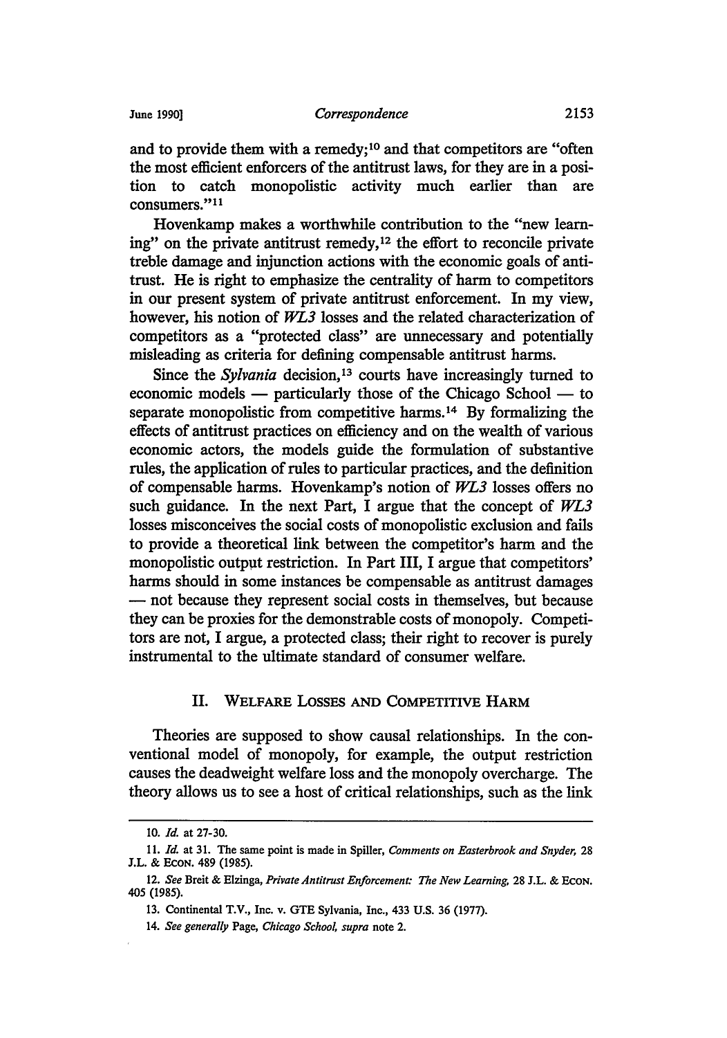and to provide them with a remedy;[10] and that competitors are "often the most efficient enforcers of the antitrust laws, for they are in a position to catch monopolistic activity much earlier than are consumers."[11]

Hovenkamp makes a worthwhile contribution to the "new learning" on the private antitrust remedy,[12] the effort to reconcile private treble damage and injunction actions with the economic goals of antitrust. He is right to emphasize the centrality of harm to competitors in our present system of private antitrust enforcement. In my view, however, his notion of *WL3* losses and the related characterization of competitors as a "protected class" are unnecessary and potentially misleading as criteria for defining compensable antitrust harms.

Since the *Sylvania* decision,[13] courts have increasingly turned to economic models — particularly those of the Chicago School — to separate monopolistic from competitive harms.[14] By formalizing the effects of antitrust practices on efficiency and on the wealth of various economic actors, the models guide the formulation of substantive rules, the application of rules to particular practices, and the definition of compensable harms. Hovenkamp's notion of *WL3* losses offers no such guidance. In the next Part, I argue that the concept of *WL3* losses misconceives the social costs of monopolistic exclusion and fails to provide a theoretical link between the competitor's harm and the monopolistic output restriction. In Part III, I argue that competitors' harms should in some instances be compensable as antitrust damages — not because they represent social costs in themselves, but because they can be proxies for the demonstrable costs of monopoly. Competitors are not, I argue, a protected class; their right to recover is purely instrumental to the ultimate standard of consumer welfare.

## II. WELFARE LOSSES AND COMPETITIVE HARM

Theories are supposed to show causal relationships. In the conventional model of monopoly, for example, the output restriction causes the deadweight welfare loss and the monopoly overcharge. The theory allows us to see a host of critical relationships, such as the link

---

10. *Id.* at 27-30.

11. *Id.* at 31. The same point is made in Spiller, *Comments on Easterbrook and Snyder*, 28 J.L. & ECON. 489 (1985).

12. *See* Breit & Elzinga, *Private Antitrust Enforcement: The New Learning*, 28 J.L. & ECON. 405 (1985).

13. Continental T.V., Inc. v. GTE Sylvania, Inc., 433 U.S. 36 (1977).

14. *See generally* Page, *Chicago School*, *supra* note 2.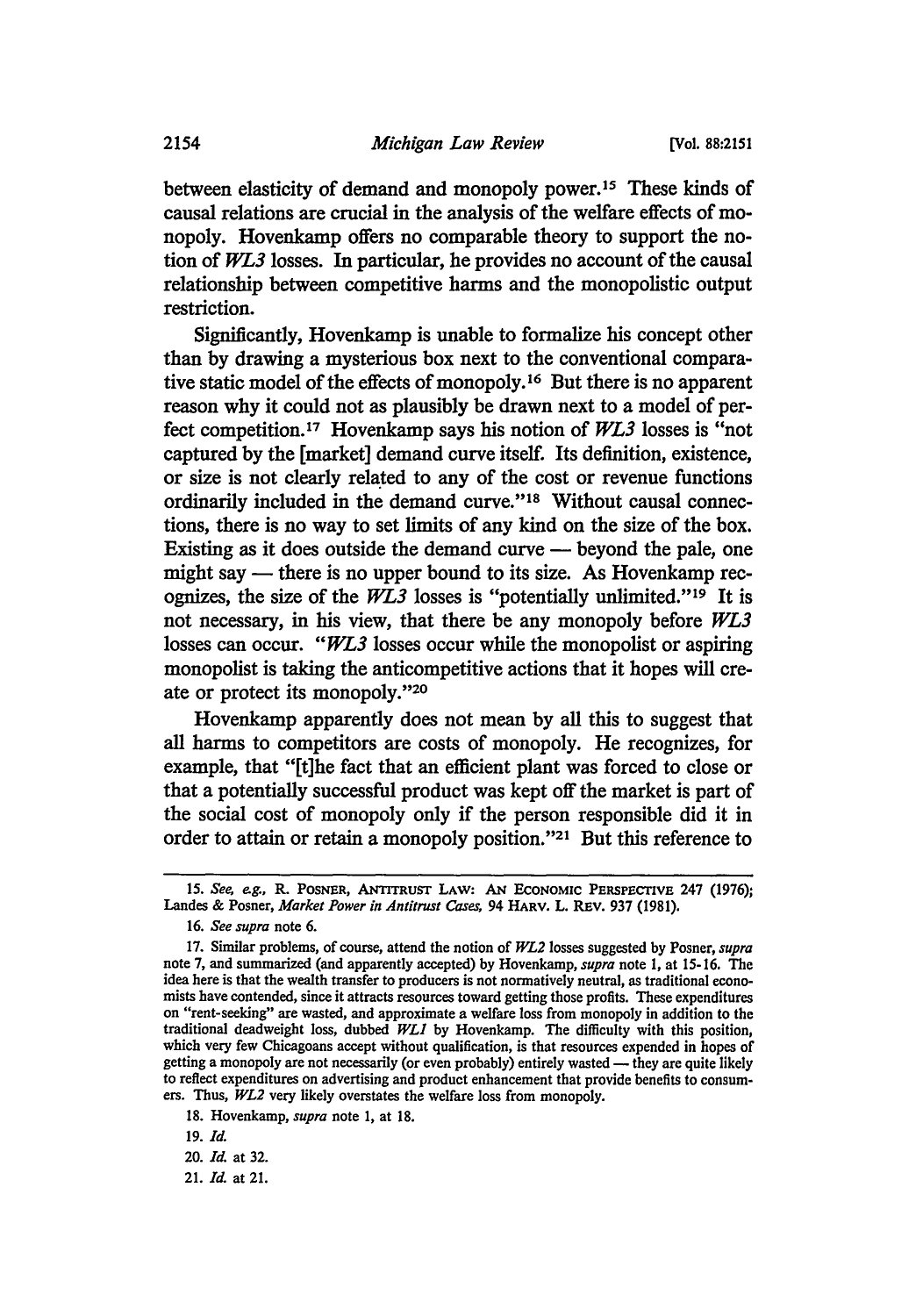between elasticity of demand and monopoly power.[15] These kinds of causal relations are crucial in the analysis of the welfare effects of monopoly. Hovenkamp offers no comparable theory to support the notion of *WL3* losses. In particular, he provides no account of the causal relationship between competitive harms and the monopolistic output restriction.

Significantly, Hovenkamp is unable to formalize his concept other than by drawing a mysterious box next to the conventional comparative static model of the effects of monopoly.[16] But there is no apparent reason why it could not as plausibly be drawn next to a model of perfect competition.[17] Hovenkamp says his notion of *WL3* losses is "not captured by the [market] demand curve itself. Its definition, existence, or size is not clearly related to any of the cost or revenue functions ordinarily included in the demand curve."[18] Without causal connections, there is no way to set limits of any kind on the size of the box. Existing as it does outside the demand curve — beyond the pale, one might say — there is no upper bound to its size. As Hovenkamp recognizes, the size of the *WL3* losses is "potentially unlimited."[19] It is not necessary, in his view, that there be any monopoly before *WL3* losses can occur. "*WL3* losses occur while the monopolist or aspiring monopolist is taking the anticompetitive actions that it hopes will create or protect its monopoly."[20]

Hovenkamp apparently does not mean by all this to suggest that all harms to competitors are costs of monopoly. He recognizes, for example, that "[t]he fact that an efficient plant was forced to close or that a potentially successful product was kept off the market is part of the social cost of monopoly only if the person responsible did it in order to attain or retain a monopoly position."[21] But this reference to

15. *See, e.g.*, R. POSNER, ANTITRUST LAW: AN ECONOMIC PERSPECTIVE 247 (1976); Landes & Posner, *Market Power in Antitrust Cases*, 94 HARV. L. REV. 937 (1981).

16. *See supra* note 6.

17. Similar problems, of course, attend the notion of *WL2* losses suggested by Posner, *supra* note 7, and summarized (and apparently accepted) by Hovenkamp, *supra* note 1, at 15-16. The idea here is that the wealth transfer to producers is not normatively neutral, as traditional economists have contended, since it attracts resources toward getting those profits. These expenditures on "rent-seeking" are wasted, and approximate a welfare loss from monopoly in addition to the traditional deadweight loss, dubbed *WL1* by Hovenkamp. The difficulty with this position, which very few Chicagoans accept without qualification, is that resources expended in hopes of getting a monopoly are not necessarily (or even probably) entirely wasted — they are quite likely to reflect expenditures on advertising and product enhancement that provide benefits to consumers. Thus, *WL2* very likely overstates the welfare loss from monopoly.

18. Hovenkamp, *supra* note 1, at 18.

19. *Id.*

20. *Id.* at 32.

21. *Id.* at 21.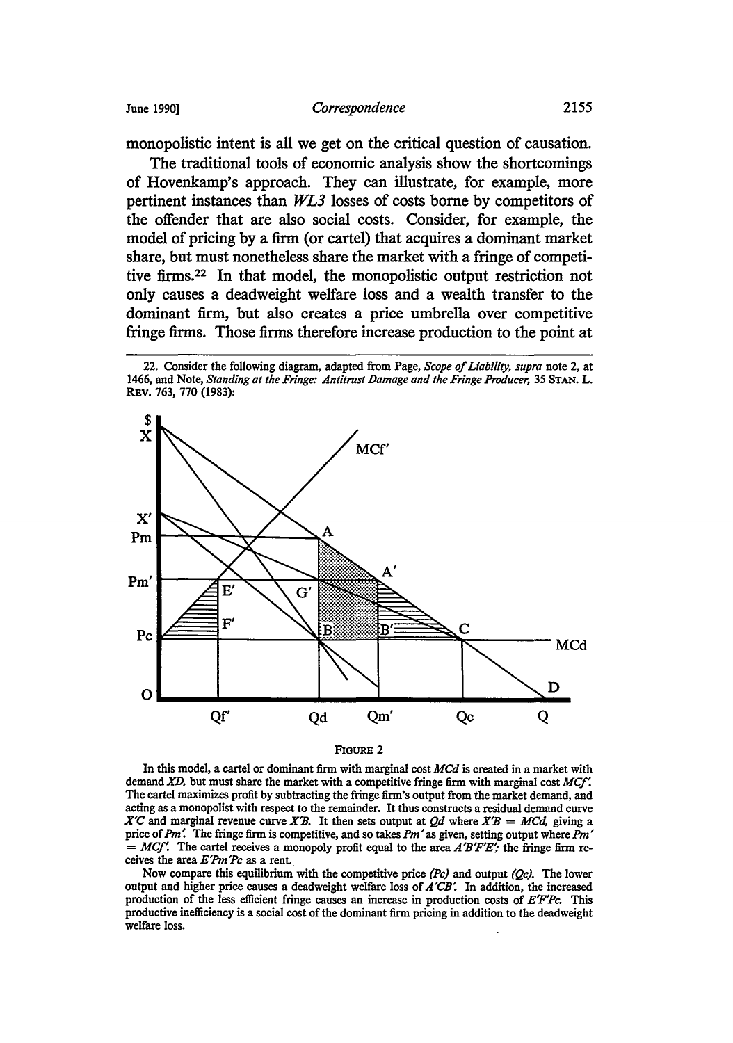monopolistic intent is all we get on the critical question of causation.

The traditional tools of economic analysis show the shortcomings of Hovenkamp's approach. They can illustrate, for example, more pertinent instances than *WL3* losses of costs borne by competitors of the offender that are also social costs. Consider, for example, the model of pricing by a firm (or cartel) that acquires a dominant market share, but must nonetheless share the market with a fringe of competitive firms.[22] In that model, the monopolistic output restriction not only causes a deadweight welfare loss and a wealth transfer to the dominant firm, but also creates a price umbrella over competitive fringe firms. Those firms therefore increase production to the point at

---

22. Consider the following diagram, adapted from Page, *Scope of Liability, supra* note 2, at 1466, and Note, *Standing at the Fringe: Antitrust Damage and the Fringe Producer,* 35 STAN. L. REV. 763, 770 (1983):

FIGURE 2

In this model, a cartel or dominant firm with marginal cost *MCd* is created in a market with demand *XD,* but must share the market with a competitive fringe firm with marginal cost *MCf'.* The cartel maximizes profit by subtracting the fringe firm's output from the market demand, and acting as a monopolist with respect to the remainder. It thus constructs a residual demand curve *X'C* and marginal revenue curve *X'B.* It then sets output at *Qd* where *X'B = MCd,* giving a price of *Pm'.* The fringe firm is competitive, and so takes *Pm'* as given, setting output where *Pm' = MCf'.* The cartel receives a monopoly profit equal to the area *A'B'F'E';* the fringe firm receives the area *E'Pm'Pc* as a rent.

Now compare this equilibrium with the competitive price *(Pc)* and output *(Qc).* The lower output and higher price causes a deadweight welfare loss of *A'CB'.* In addition, the increased production of the less efficient fringe causes an increase in production costs of *E'F'Pc.* This productive inefficiency is a social cost of the dominant firm pricing in addition to the deadweight welfare loss.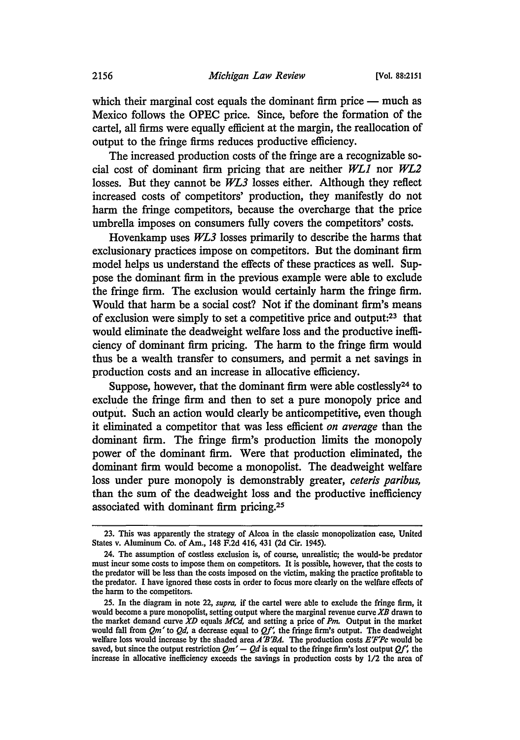which their marginal cost equals the dominant firm price — much as Mexico follows the OPEC price. Since, before the formation of the cartel, all firms were equally efficient at the margin, the reallocation of output to the fringe firms reduces productive efficiency.

The increased production costs of the fringe are a recognizable social cost of dominant firm pricing that are neither *WL1* nor *WL2* losses. But they cannot be *WL3* losses either. Although they reflect increased costs of competitors' production, they manifestly do not harm the fringe competitors, because the overcharge that the price umbrella imposes on consumers fully covers the competitors' costs.

Hovenkamp uses *WL3* losses primarily to describe the harms that exclusionary practices impose on competitors. But the dominant firm model helps us understand the effects of these practices as well. Suppose the dominant firm in the previous example were able to exclude the fringe firm. The exclusion would certainly harm the fringe firm. Would that harm be a social cost? Not if the dominant firm's means of exclusion were simply to set a competitive price and output:[23] that would eliminate the deadweight welfare loss and the productive inefficiency of dominant firm pricing. The harm to the fringe firm would thus be a wealth transfer to consumers, and permit a net savings in production costs and an increase in allocative efficiency.

Suppose, however, that the dominant firm were able costlessly[24] to exclude the fringe firm and then to set a pure monopoly price and output. Such an action would clearly be anticompetitive, even though it eliminated a competitor that was less efficient *on average* than the dominant firm. The fringe firm's production limits the monopoly power of the dominant firm. Were that production eliminated, the dominant firm would become a monopolist. The deadweight welfare loss under pure monopoly is demonstrably greater, *ceteris paribus,* than the sum of the deadweight loss and the productive inefficiency associated with dominant firm pricing.[25]

---

23. This was apparently the strategy of Alcoa in the classic monopolization case, United States v. Aluminum Co. of Am., 148 F.2d 416, 431 (2d Cir. 1945).

24. The assumption of costless exclusion is, of course, unrealistic; the would-be predator must incur some costs to impose them on competitors. It is possible, however, that the costs to the predator will be less than the costs imposed on the victim, making the practice profitable to the predator. I have ignored these costs in order to focus more clearly on the welfare effects of the harm to the competitors.

25. In the diagram in note 22, *supra,* if the cartel were able to exclude the fringe firm, it would become a pure monopolist, setting output where the marginal revenue curve *XB* drawn to the market demand curve *XD* equals *MCd,* and setting a price of *Pm.* Output in the market would fall from *Qm'* to *Qd,* a decrease equal to *Qf',* the fringe firm's output. The deadweight welfare loss would increase by the shaded area *A'B'BA.* The production costs *E'F'Pc* would be saved, but since the output restriction *Qm'* − *Qd* is equal to the fringe firm's lost output *Qf',* the increase in allocative inefficiency exceeds the savings in production costs by 1/2 the area of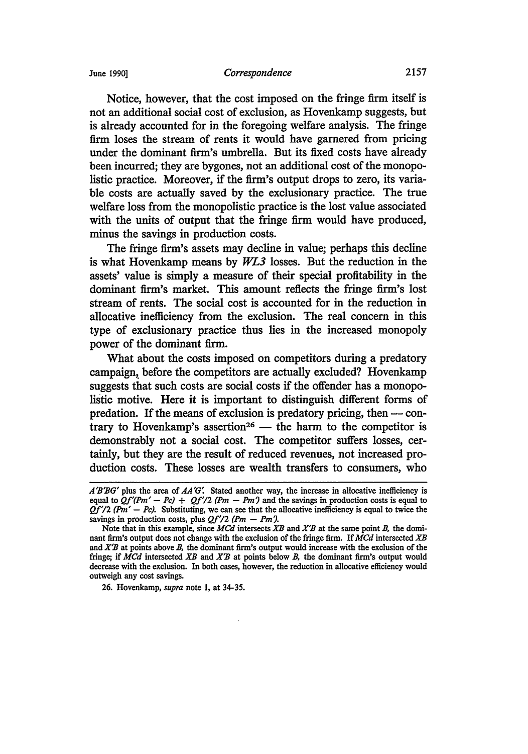Notice, however, that the cost imposed on the fringe firm itself is not an additional social cost of exclusion, as Hovenkamp suggests, but is already accounted for in the foregoing welfare analysis. The fringe firm loses the stream of rents it would have garnered from pricing under the dominant firm's umbrella. But its fixed costs have already been incurred; they are bygones, not an additional cost of the monopolistic practice. Moreover, if the firm's output drops to zero, its variable costs are actually saved by the exclusionary practice. The true welfare loss from the monopolistic practice is the lost value associated with the units of output that the fringe firm would have produced, minus the savings in production costs.

The fringe firm's assets may decline in value; perhaps this decline is what Hovenkamp means by *WL3* losses. But the reduction in the assets' value is simply a measure of their special profitability in the dominant firm's market. This amount reflects the fringe firm's lost stream of rents. The social cost is accounted for in the reduction in allocative inefficiency from the exclusion. The real concern in this type of exclusionary practice thus lies in the increased monopoly power of the dominant firm.

What about the costs imposed on competitors during a predatory campaign, before the competitors are actually excluded? Hovenkamp suggests that such costs are social costs if the offender has a monopolistic motive. Here it is important to distinguish different forms of predation. If the means of exclusion is predatory pricing, then — contrary to Hovenkamp's assertion[26] — the harm to the competitor is demonstrably not a social cost. The competitor suffers losses, certainly, but they are the result of reduced revenues, not increased production costs. These losses are wealth transfers to consumers, who

---

$A'B'BG'$ plus the area of $AA'G'$. Stated another way, the increase in allocative inefficiency is equal to $Qf'(Pm' - Pc) + Qf'/2\ (Pm - Pm')$ and the savings in production costs is equal to $Qf'/2\ (Pm' - Pc)$. Substituting, we can see that the allocative inefficiency is equal to twice the savings in production costs, plus $Qf'/2\ (Pm - Pm')$.

Note that in this example, since $MCd$ intersects $XB$ and $X'B$ at the same point $B$, the dominant firm's output does not change with the exclusion of the fringe firm. If $MCd$ intersected $XB$ and $X'B$ at points above $B$, the dominant firm's output would increase with the exclusion of the fringe; if $MCd$ intersected $XB$ and $X'B$ at points below $B$, the dominant firm's output would decrease with the exclusion. In both cases, however, the reduction in allocative efficiency would outweigh any cost savings.

26. Hovenkamp, *supra* note 1, at 34-35.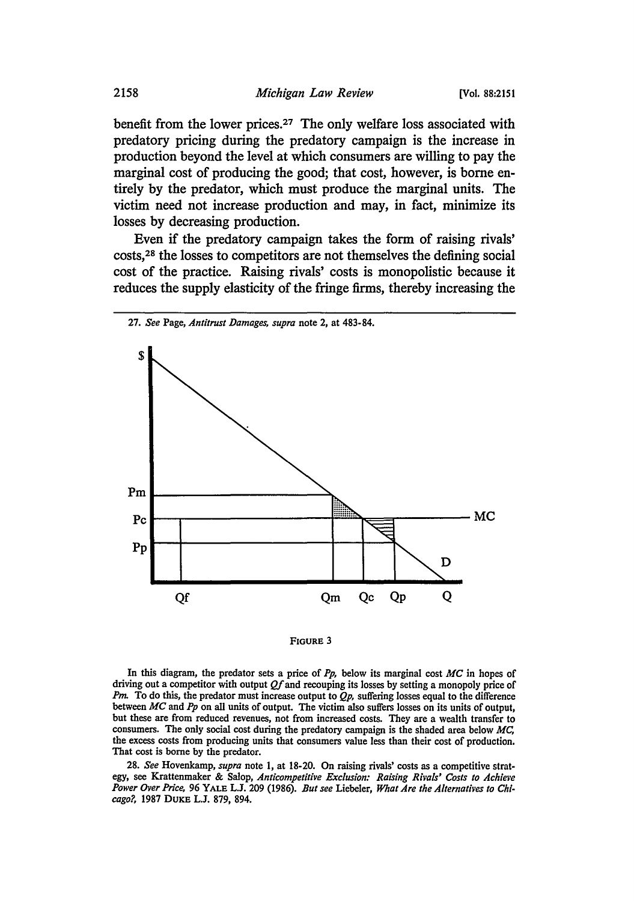benefit from the lower prices.[27] The only welfare loss associated with predatory pricing during the predatory campaign is the increase in production beyond the level at which consumers are willing to pay the marginal cost of producing the good; that cost, however, is borne entirely by the predator, which must produce the marginal units. The victim need not increase production and may, in fact, minimize its losses by decreasing production.

Even if the predatory campaign takes the form of raising rivals' costs,[28] the losses to competitors are not themselves the defining social cost of the practice. Raising rivals' costs is monopolistic because it reduces the supply elasticity of the fringe firms, thereby increasing the

27. *See* Page, *Antitrust Damages, supra* note 2, at 483-84.

FIGURE 3

In this diagram, the predator sets a price of *Pp*, below its marginal cost *MC* in hopes of driving out a competitor with output *Qf* and recouping its losses by setting a monopoly price of *Pm*. To do this, the predator must increase output to *Qp*, suffering losses equal to the difference between *MC* and *Pp* on all units of output. The victim also suffers losses on its units of output, but these are from reduced revenues, not from increased costs. They are a wealth transfer to consumers. The only social cost during the predatory campaign is the shaded area below *MC*, the excess costs from producing units that consumers value less than their cost of production. That cost is borne by the predator.

28. *See* Hovenkamp, *supra* note 1, at 18-20. On raising rivals' costs as a competitive strategy, see Krattenmaker & Salop, *Anticompetitive Exclusion: Raising Rivals' Costs to Achieve Power Over Price*, 96 YALE L.J. 209 (1986). *But see* Liebeler, *What Are the Alternatives to Chicago?*, 1987 DUKE L.J. 879, 894.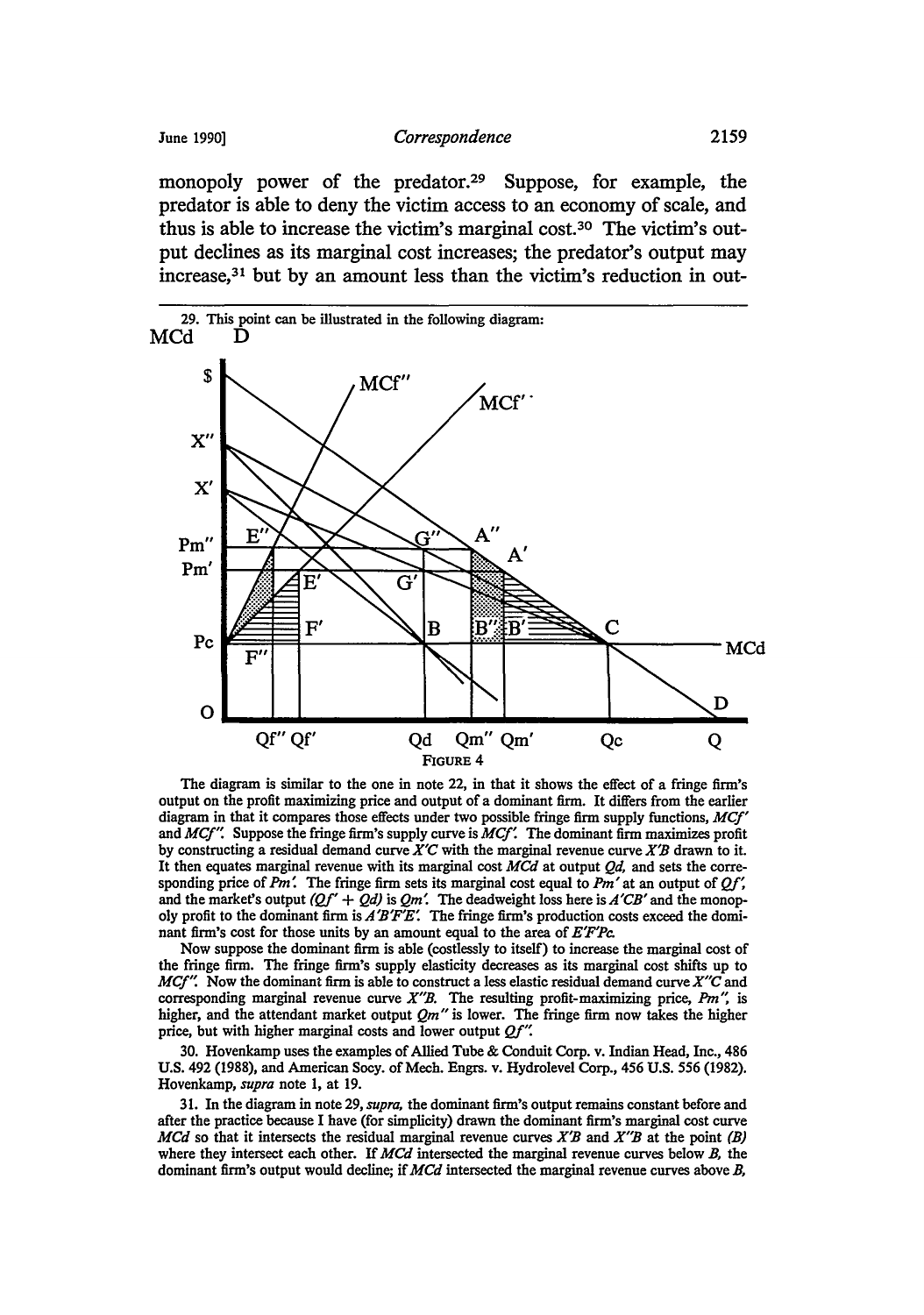monopoly power of the predator.[29] Suppose, for example, the predator is able to deny the victim access to an economy of scale, and thus is able to increase the victim's marginal cost.[30] The victim's output declines as its marginal cost increases; the predator's output may increase,[31] but by an amount less than the victim's reduction in out-

---

29. This point can be illustrated in the following diagram:

FIGURE 4

The diagram is similar to the one in note 22, in that it shows the effect of a fringe firm's output on the profit maximizing price and output of a dominant firm. It differs from the earlier diagram in that it compares those effects under two possible fringe firm supply functions, *MCf'* and *MCf"*. Suppose the fringe firm's supply curve is *MCf'*. The dominant firm maximizes profit by constructing a residual demand curve *X'C* with the marginal revenue curve *X'B* drawn to it. It then equates marginal revenue with its marginal cost *MCd* at output *Qd*, and sets the corresponding price of *Pm'*. The fringe firm sets its marginal cost equal to *Pm'* at an output of *Qf'*, and the market's output *(Qf' + Qd)* is *Qm'*. The deadweight loss here is *A'CB'* and the monopoly profit to the dominant firm is *A'B'F'E'*. The fringe firm's production costs exceed the dominant firm's cost for those units by an amount equal to the area of *E'F'Pc*.

Now suppose the dominant firm is able (costlessly to itself) to increase the marginal cost of the fringe firm. The fringe firm's supply elasticity decreases as its marginal cost shifts up to *MCf"*. Now the dominant firm is able to construct a less elastic residual demand curve *X"C* and corresponding marginal revenue curve *X"B*. The resulting profit-maximizing price, *Pm"*, is higher, and the attendant market output *Qm"* is lower. The fringe firm now takes the higher price, but with higher marginal costs and lower output *Qf"*.

30. Hovenkamp uses the examples of Allied Tube & Conduit Corp. v. Indian Head, Inc., 486 U.S. 492 (1988), and American Socy. of Mech. Engrs. v. Hydrolevel Corp., 456 U.S. 556 (1982). Hovenkamp, *supra* note 1, at 19.

31. In the diagram in note 29, *supra*, the dominant firm's output remains constant before and after the practice because I have (for simplicity) drawn the dominant firm's marginal cost curve *MCd* so that it intersects the residual marginal revenue curves *X'B* and *X"B* at the point *(B)* where they intersect each other. If *MCd* intersected the marginal revenue curves below *B*, the dominant firm's output would decline; if *MCd* intersected the marginal revenue curves above *B*,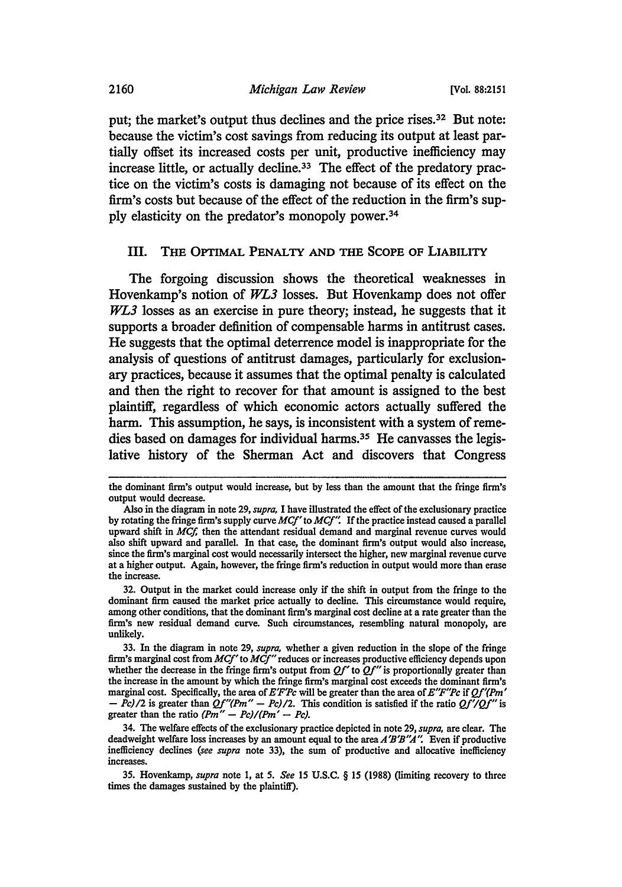put; the market's output thus declines and the price rises.[32] But note: because the victim's cost savings from reducing its output at least partially offset its increased costs per unit, productive inefficiency may increase little, or actually decline.[33] The effect of the predatory practice on the victim's costs is damaging not because of its effect on the firm's costs but because of the effect of the reduction in the firm's supply elasticity on the predator's monopoly power.[34]

## III. The Optimal Penalty and the Scope of Liability

The forgoing discussion shows the theoretical weaknesses in Hovenkamp's notion of *WL3* losses. But Hovenkamp does not offer *WL3* losses as an exercise in pure theory; instead, he suggests that it supports a broader definition of compensable harms in antitrust cases. He suggests that the optimal deterrence model is inappropriate for the analysis of questions of antitrust damages, particularly for exclusionary practices, because it assumes that the optimal penalty is calculated and then the right to recover for that amount is assigned to the best plaintiff, regardless of which economic actors actually suffered the harm. This assumption, he says, is inconsistent with a system of remedies based on damages for individual harms.[35] He canvasses the legislative history of the Sherman Act and discovers that Congress

---

the dominant firm's output would increase, but by less than the amount that the fringe firm's output would decrease.

Also in the diagram in note 29, *supra*, I have illustrated the effect of the exclusionary practice by rotating the fringe firm's supply curve $MCf'$ to $MCf''$. If the practice instead caused a parallel upward shift in $MCf$, then the attendant residual demand and marginal revenue curves would also shift upward and parallel. In that case, the dominant firm's output would also increase, since the firm's marginal cost would necessarily intersect the higher, new marginal revenue curve at a higher output. Again, however, the fringe firm's reduction in output would more than erase the increase.

32. Output in the market could increase only if the shift in output from the fringe to the dominant firm caused the market price actually to decline. This circumstance would require, among other conditions, that the dominant firm's marginal cost decline at a rate greater than the firm's new residual demand curve. Such circumstances, resembling natural monopoly, are unlikely.

33. In the diagram in note 29, *supra*, whether a given reduction in the slope of the fringe firm's marginal cost from $MCf'$ to $MCf''$ reduces or increases productive efficiency depends upon whether the decrease in the fringe firm's output from $Qf'$ to $Qf''$ is proportionally greater than the increase in the amount by which the fringe firm's marginal cost exceeds the dominant firm's marginal cost. Specifically, the area of $E'F'Pc$ will be greater than the area of $E''F''Pc$ if $Qf'(Pm' - Pc)/2$ is greater than $Qf''(Pm'' - Pc)/2$. This condition is satisfied if the ratio $Qf'/Qf''$ is greater than the ratio $(Pm'' - Pc)/(Pm' - Pc)$.

34. The welfare effects of the exclusionary practice depicted in note 29, *supra*, are clear. The deadweight welfare loss increases by an amount equal to the area $A'B'B''A''$. Even if productive inefficiency declines (*see supra* note 33), the sum of productive and allocative inefficiency increases.

35. Hovenkamp, *supra* note 1, at 5. *See* 15 U.S.C. § 15 (1988) (limiting recovery to three times the damages sustained by the plaintiff).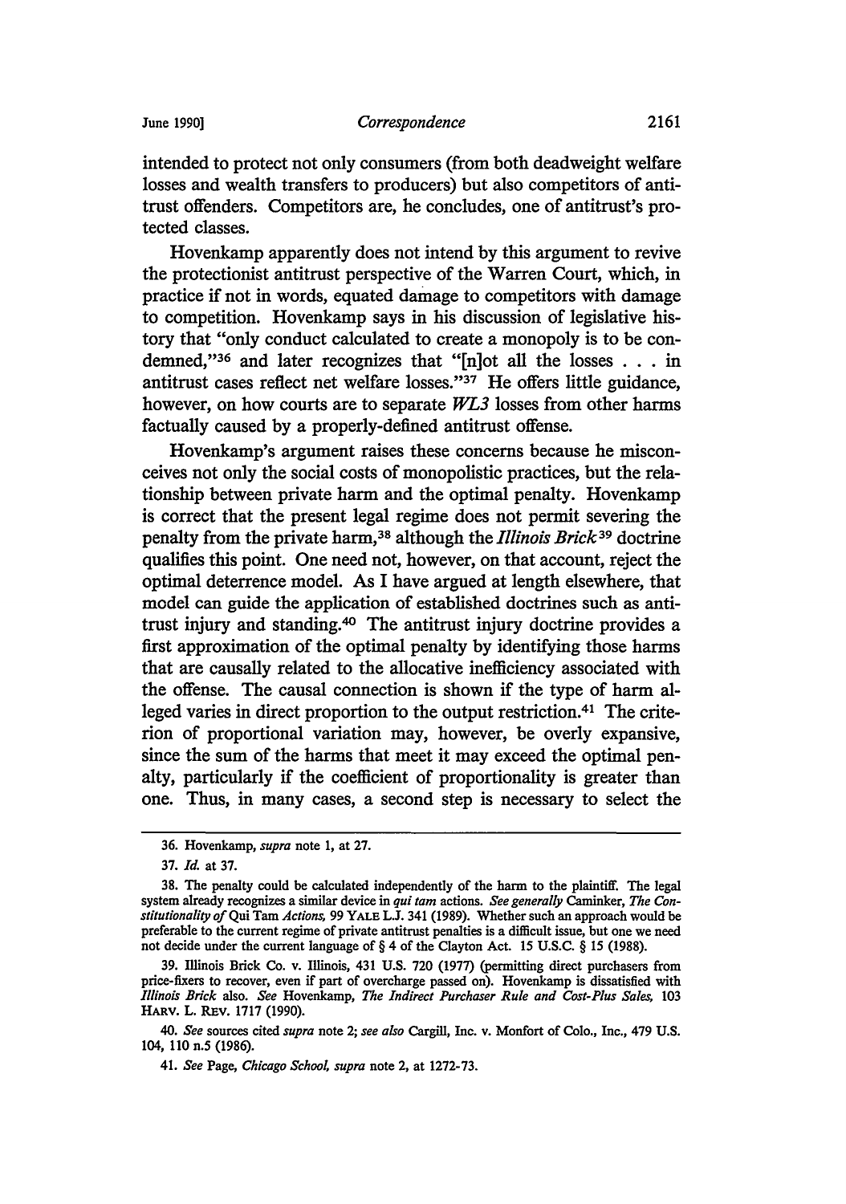intended to protect not only consumers (from both deadweight welfare losses and wealth transfers to producers) but also competitors of antitrust offenders. Competitors are, he concludes, one of antitrust's protected classes.

Hovenkamp apparently does not intend by this argument to revive the protectionist antitrust perspective of the Warren Court, which, in practice if not in words, equated damage to competitors with damage to competition. Hovenkamp says in his discussion of legislative history that "only conduct calculated to create a monopoly is to be condemned,"[36] and later recognizes that "[n]ot all the losses . . . in antitrust cases reflect net welfare losses."[37] He offers little guidance, however, on how courts are to separate *WL3* losses from other harms factually caused by a properly-defined antitrust offense.

Hovenkamp's argument raises these concerns because he misconceives not only the social costs of monopolistic practices, but the relationship between private harm and the optimal penalty. Hovenkamp is correct that the present legal regime does not permit severing the penalty from the private harm,[38] although the *Illinois Brick*[39] doctrine qualifies this point. One need not, however, on that account, reject the optimal deterrence model. As I have argued at length elsewhere, that model can guide the application of established doctrines such as antitrust injury and standing.[40] The antitrust injury doctrine provides a first approximation of the optimal penalty by identifying those harms that are causally related to the allocative inefficiency associated with the offense. The causal connection is shown if the type of harm alleged varies in direct proportion to the output restriction.[41] The criterion of proportional variation may, however, be overly expansive, since the sum of the harms that meet it may exceed the optimal penalty, particularly if the coefficient of proportionality is greater than one. Thus, in many cases, a second step is necessary to select the

---

36. Hovenkamp, *supra* note 1, at 27.

37. *Id.* at 37.

38. The penalty could be calculated independently of the harm to the plaintiff. The legal system already recognizes a similar device in *qui tam* actions. *See generally* Caminker, *The Constitutionality of* Qui Tam *Actions,* 99 YALE L.J. 341 (1989). Whether such an approach would be preferable to the current regime of private antitrust penalties is a difficult issue, but one we need not decide under the current language of § 4 of the Clayton Act. 15 U.S.C. § 15 (1988).

39. Illinois Brick Co. v. Illinois, 431 U.S. 720 (1977) (permitting direct purchasers from price-fixers to recover, even if part of overcharge passed on). Hovenkamp is dissatisfied with *Illinois Brick* also. *See* Hovenkamp, *The Indirect Purchaser Rule and Cost-Plus Sales,* 103 HARV. L. REV. 1717 (1990).

40. *See* sources cited *supra* note 2; *see also* Cargill, Inc. v. Monfort of Colo., Inc., 479 U.S. 104, 110 n.5 (1986).

41. *See* Page, *Chicago School, supra* note 2, at 1272-73.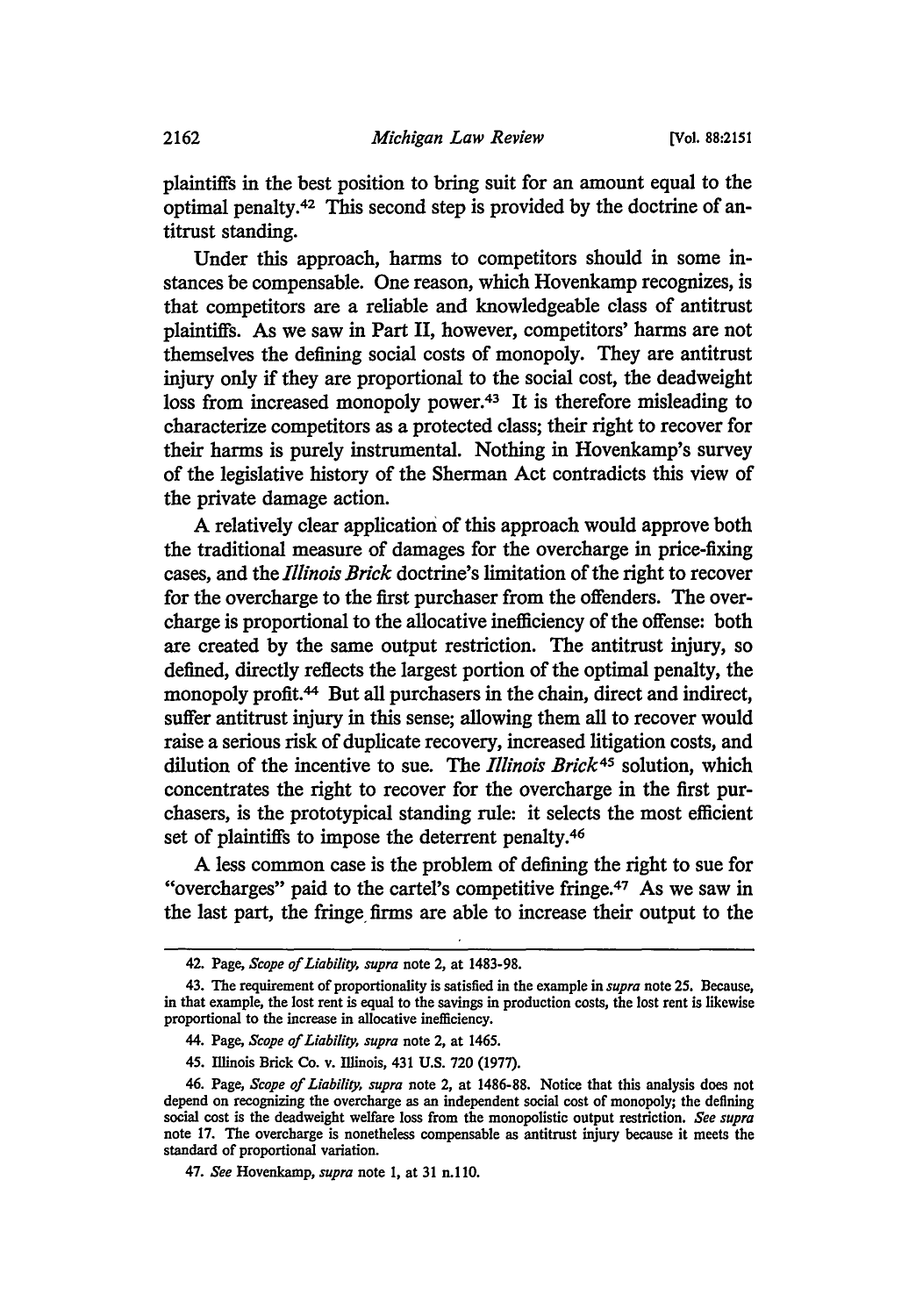plaintiffs in the best position to bring suit for an amount equal to the optimal penalty.[42] This second step is provided by the doctrine of antitrust standing.

Under this approach, harms to competitors should in some instances be compensable. One reason, which Hovenkamp recognizes, is that competitors are a reliable and knowledgeable class of antitrust plaintiffs. As we saw in Part II, however, competitors' harms are not themselves the defining social costs of monopoly. They are antitrust injury only if they are proportional to the social cost, the deadweight loss from increased monopoly power.[43] It is therefore misleading to characterize competitors as a protected class; their right to recover for their harms is purely instrumental. Nothing in Hovenkamp's survey of the legislative history of the Sherman Act contradicts this view of the private damage action.

A relatively clear application of this approach would approve both the traditional measure of damages for the overcharge in price-fixing cases, and the *Illinois Brick* doctrine's limitation of the right to recover for the overcharge to the first purchaser from the offenders. The overcharge is proportional to the allocative inefficiency of the offense: both are created by the same output restriction. The antitrust injury, so defined, directly reflects the largest portion of the optimal penalty, the monopoly profit.[44] But all purchasers in the chain, direct and indirect, suffer antitrust injury in this sense; allowing them all to recover would raise a serious risk of duplicate recovery, increased litigation costs, and dilution of the incentive to sue. The *Illinois Brick*[45] solution, which concentrates the right to recover for the overcharge in the first purchasers, is the prototypical standing rule: it selects the most efficient set of plaintiffs to impose the deterrent penalty.[46]

A less common case is the problem of defining the right to sue for "overcharges" paid to the cartel's competitive fringe.[47] As we saw in the last part, the fringe firms are able to increase their output to the

---

42. Page, *Scope of Liability*, *supra* note 2, at 1483-98.

43. The requirement of proportionality is satisfied in the example in *supra* note 25. Because, in that example, the lost rent is equal to the savings in production costs, the lost rent is likewise proportional to the increase in allocative inefficiency.

44. Page, *Scope of Liability*, *supra* note 2, at 1465.

45. Illinois Brick Co. v. Illinois, 431 U.S. 720 (1977).

46. Page, *Scope of Liability*, *supra* note 2, at 1486-88. Notice that this analysis does not depend on recognizing the overcharge as an independent social cost of monopoly; the defining social cost is the deadweight welfare loss from the monopolistic output restriction. *See supra* note 17. The overcharge is nonetheless compensable as antitrust injury because it meets the standard of proportional variation.

47. *See* Hovenkamp, *supra* note 1, at 31 n.110.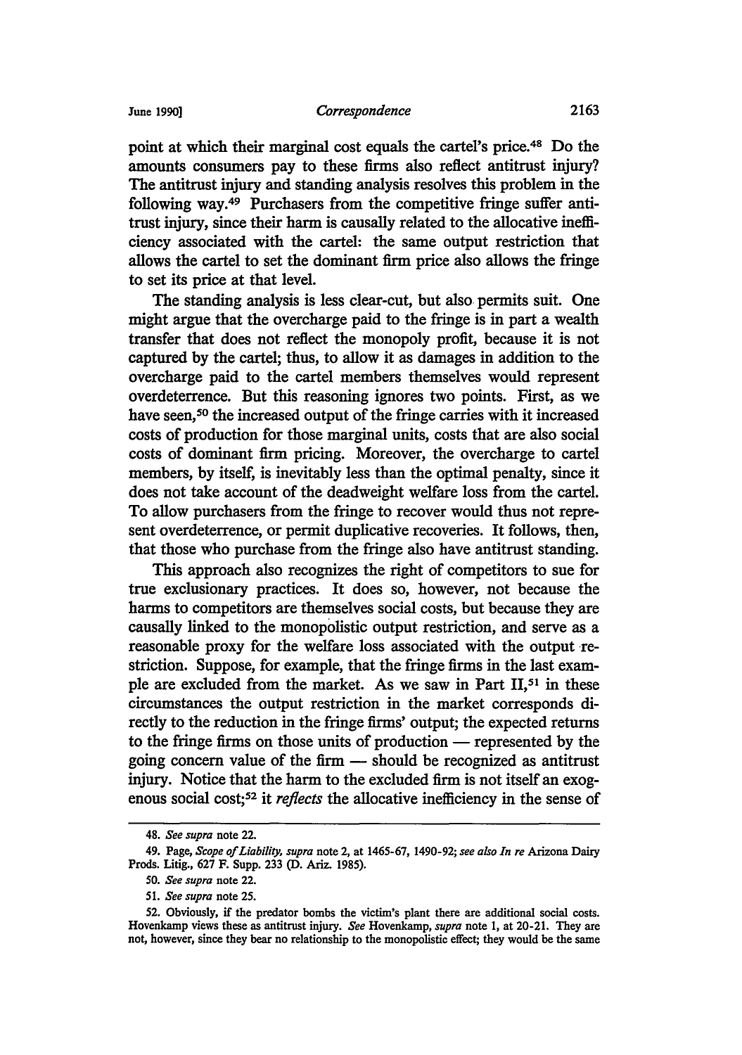point at which their marginal cost equals the cartel's price.[48] Do the amounts consumers pay to these firms also reflect antitrust injury? The antitrust injury and standing analysis resolves this problem in the following way.[49] Purchasers from the competitive fringe suffer antitrust injury, since their harm is causally related to the allocative inefficiency associated with the cartel: the same output restriction that allows the cartel to set the dominant firm price also allows the fringe to set its price at that level.

The standing analysis is less clear-cut, but also permits suit. One might argue that the overcharge paid to the fringe is in part a wealth transfer that does not reflect the monopoly profit, because it is not captured by the cartel; thus, to allow it as damages in addition to the overcharge paid to the cartel members themselves would represent overdeterrence. But this reasoning ignores two points. First, as we have seen,[50] the increased output of the fringe carries with it increased costs of production for those marginal units, costs that are also social costs of dominant firm pricing. Moreover, the overcharge to cartel members, by itself, is inevitably less than the optimal penalty, since it does not take account of the deadweight welfare loss from the cartel. To allow purchasers from the fringe to recover would thus not represent overdeterrence, or permit duplicative recoveries. It follows, then, that those who purchase from the fringe also have antitrust standing.

This approach also recognizes the right of competitors to sue for true exclusionary practices. It does so, however, not because the harms to competitors are themselves social costs, but because they are causally linked to the monopolistic output restriction, and serve as a reasonable proxy for the welfare loss associated with the output restriction. Suppose, for example, that the fringe firms in the last example are excluded from the market. As we saw in Part II,[51] in these circumstances the output restriction in the market corresponds directly to the reduction in the fringe firms' output; the expected returns to the fringe firms on those units of production — represented by the going concern value of the firm — should be recognized as antitrust injury. Notice that the harm to the excluded firm is not itself an exogenous social cost;[52] it *reflects* the allocative inefficiency in the sense of

---

48. *See supra* note 22.

49. Page, *Scope of Liability, supra* note 2, at 1465-67, 1490-92; *see also In re* Arizona Dairy Prods. Litig., 627 F. Supp. 233 (D. Ariz. 1985).

50. *See supra* note 22.

51. *See supra* note 25.

52. Obviously, if the predator bombs the victim's plant there are additional social costs. Hovenkamp views these as antitrust injury. *See* Hovenkamp, *supra* note 1, at 20-21. They are not, however, since they bear no relationship to the monopolistic effect; they would be the same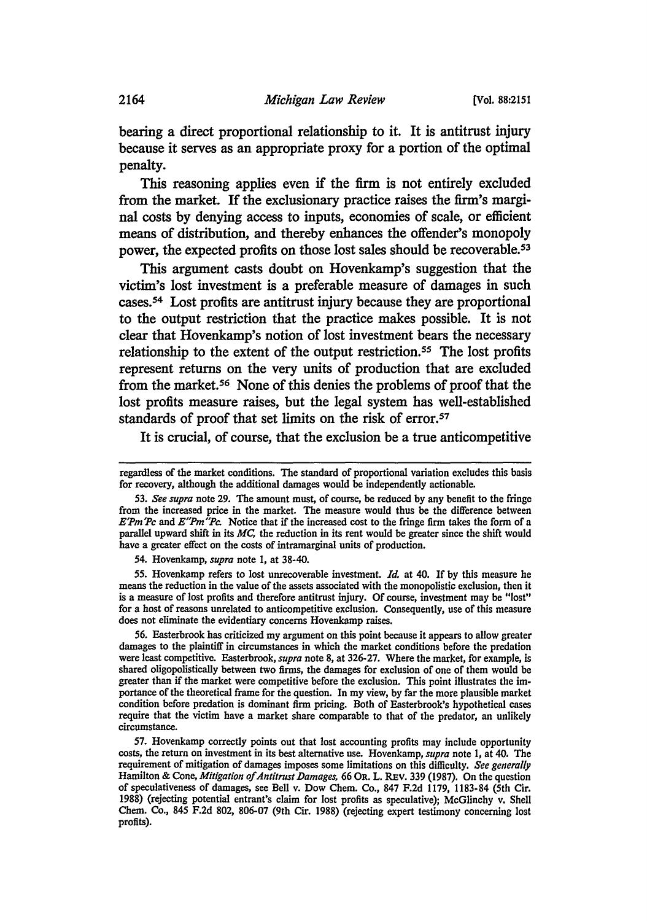bearing a direct proportional relationship to it. It is antitrust injury because it serves as an appropriate proxy for a portion of the optimal penalty.

This reasoning applies even if the firm is not entirely excluded from the market. If the exclusionary practice raises the firm's marginal costs by denying access to inputs, economies of scale, or efficient means of distribution, and thereby enhances the offender's monopoly power, the expected profits on those lost sales should be recoverable.[53]

This argument casts doubt on Hovenkamp's suggestion that the victim's lost investment is a preferable measure of damages in such cases.[54] Lost profits are antitrust injury because they are proportional to the output restriction that the practice makes possible. It is not clear that Hovenkamp's notion of lost investment bears the necessary relationship to the extent of the output restriction.[55] The lost profits represent returns on the very units of production that are excluded from the market.[56] None of this denies the problems of proof that the lost profits measure raises, but the legal system has well-established standards of proof that set limits on the risk of error.[57]

It is crucial, of course, that the exclusion be a true anticompetitive

---

regardless of the market conditions. The standard of proportional variation excludes this basis for recovery, although the additional damages would be independently actionable.

53. *See supra* note 29. The amount must, of course, be reduced by any benefit to the fringe from the increased price in the market. The measure would thus be the difference between $E'Pm'Pc$ and $E''Pm''Pc$. Notice that if the increased cost to the fringe firm takes the form of a parallel upward shift in its *MC*, the reduction in its rent would be greater since the shift would have a greater effect on the costs of intramarginal units of production.

54. Hovenkamp, *supra* note 1, at 38-40.

55. Hovenkamp refers to lost unrecoverable investment. *Id.* at 40. If by this measure he means the reduction in the value of the assets associated with the monopolistic exclusion, then it is a measure of lost profits and therefore antitrust injury. Of course, investment may be "lost" for a host of reasons unrelated to anticompetitive exclusion. Consequently, use of this measure does not eliminate the evidentiary concerns Hovenkamp raises.

56. Easterbrook has criticized my argument on this point because it appears to allow greater damages to the plaintiff in circumstances in which the market conditions before the predation were least competitive. Easterbrook, *supra* note 8, at 326-27. Where the market, for example, is shared oligopolistically between two firms, the damages for exclusion of one of them would be greater than if the market were competitive before the exclusion. This point illustrates the importance of the theoretical frame for the question. In my view, by far the more plausible market condition before predation is dominant firm pricing. Both of Easterbrook's hypothetical cases require that the victim have a market share comparable to that of the predator, an unlikely circumstance.

57. Hovenkamp correctly points out that lost accounting profits may include opportunity costs, the return on investment in its best alternative use. Hovenkamp, *supra* note 1, at 40. The requirement of mitigation of damages imposes some limitations on this difficulty. *See generally* Hamilton & Cone, *Mitigation of Antitrust Damages*, 66 OR. L. REV. 339 (1987). On the question of speculativeness of damages, see Bell v. Dow Chem. Co., 847 F.2d 1179, 1183-84 (5th Cir. 1988) (rejecting potential entrant's claim for lost profits as speculative); McGlinchy v. Shell Chem. Co., 845 F.2d 802, 806-07 (9th Cir. 1988) (rejecting expert testimony concerning lost profits).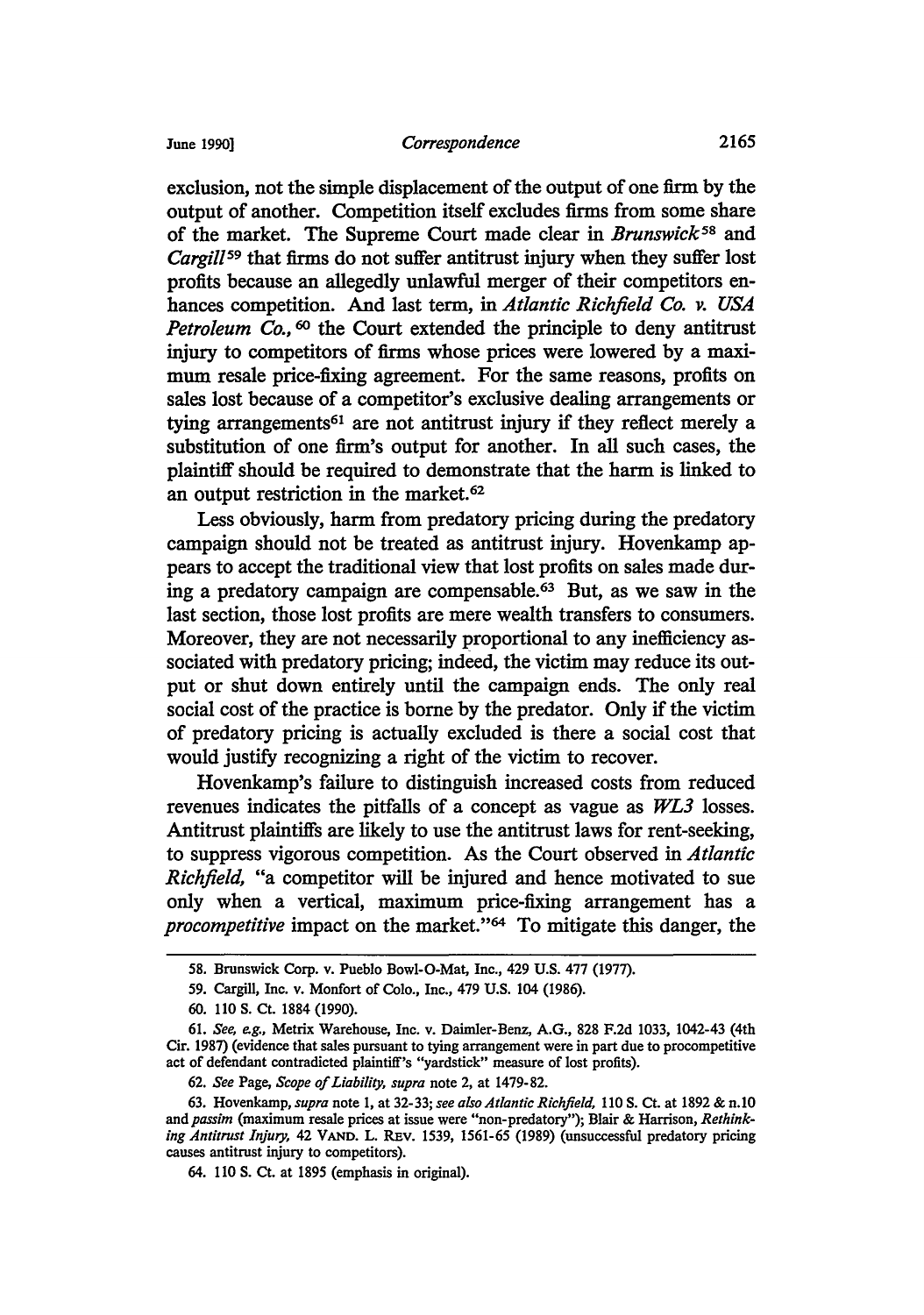exclusion, not the simple displacement of the output of one firm by the output of another. Competition itself excludes firms from some share of the market. The Supreme Court made clear in *Brunswick*[58] and *Cargill*[59] that firms do not suffer antitrust injury when they suffer lost profits because an allegedly unlawful merger of their competitors enhances competition. And last term, in *Atlantic Richfield Co. v. USA Petroleum Co.*,[60] the Court extended the principle to deny antitrust injury to competitors of firms whose prices were lowered by a maximum resale price-fixing agreement. For the same reasons, profits on sales lost because of a competitor's exclusive dealing arrangements or tying arrangements[61] are not antitrust injury if they reflect merely a substitution of one firm's output for another. In all such cases, the plaintiff should be required to demonstrate that the harm is linked to an output restriction in the market.[62]

Less obviously, harm from predatory pricing during the predatory campaign should not be treated as antitrust injury. Hovenkamp appears to accept the traditional view that lost profits on sales made during a predatory campaign are compensable.[63] But, as we saw in the last section, those lost profits are mere wealth transfers to consumers. Moreover, they are not necessarily proportional to any inefficiency associated with predatory pricing; indeed, the victim may reduce its output or shut down entirely until the campaign ends. The only real social cost of the practice is borne by the predator. Only if the victim of predatory pricing is actually excluded is there a social cost that would justify recognizing a right of the victim to recover.

Hovenkamp's failure to distinguish increased costs from reduced revenues indicates the pitfalls of a concept as vague as *WL3* losses. Antitrust plaintiffs are likely to use the antitrust laws for rent-seeking, to suppress vigorous competition. As the Court observed in *Atlantic Richfield*, "a competitor will be injured and hence motivated to sue only when a vertical, maximum price-fixing arrangement has a *procompetitive* impact on the market."[64] To mitigate this danger, the

---

58. Brunswick Corp. v. Pueblo Bowl-O-Mat, Inc., 429 U.S. 477 (1977).

59. Cargill, Inc. v. Monfort of Colo., Inc., 479 U.S. 104 (1986).

60. 110 S. Ct. 1884 (1990).

61. *See, e.g.*, Metrix Warehouse, Inc. v. Daimler-Benz, A.G., 828 F.2d 1033, 1042-43 (4th Cir. 1987) (evidence that sales pursuant to tying arrangement were in part due to procompetitive act of defendant contradicted plaintiff's "yardstick" measure of lost profits).

62. *See* Page, *Scope of Liability*, *supra* note 2, at 1479-82.

63. Hovenkamp, *supra* note 1, at 32-33; *see also Atlantic Richfield*, 110 S. Ct. at 1892 & n.10 and *passim* (maximum resale prices at issue were "non-predatory"); Blair & Harrison, *Rethinking Antitrust Injury*, 42 VAND. L. REV. 1539, 1561-65 (1989) (unsuccessful predatory pricing causes antitrust injury to competitors).

64. 110 S. Ct. at 1895 (emphasis in original).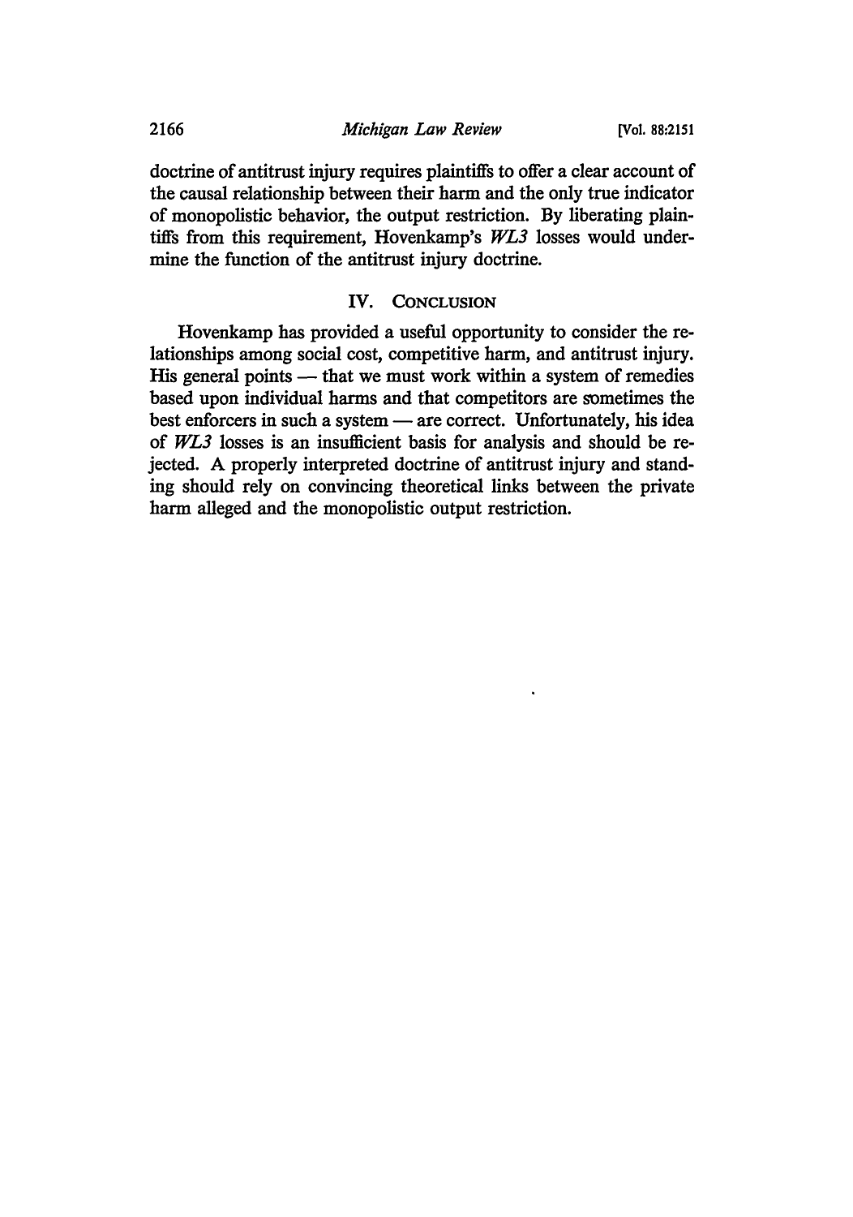doctrine of antitrust injury requires plaintiffs to offer a clear account of the causal relationship between their harm and the only true indicator of monopolistic behavior, the output restriction. By liberating plaintiffs from this requirement, Hovenkamp's *WL3* losses would undermine the function of the antitrust injury doctrine.

## IV. CONCLUSION

Hovenkamp has provided a useful opportunity to consider the relationships among social cost, competitive harm, and antitrust injury. His general points — that we must work within a system of remedies based upon individual harms and that competitors are sometimes the best enforcers in such a system — are correct. Unfortunately, his idea of *WL3* losses is an insufficient basis for analysis and should be rejected. A properly interpreted doctrine of antitrust injury and standing should rely on convincing theoretical links between the private harm alleged and the monopolistic output restriction.